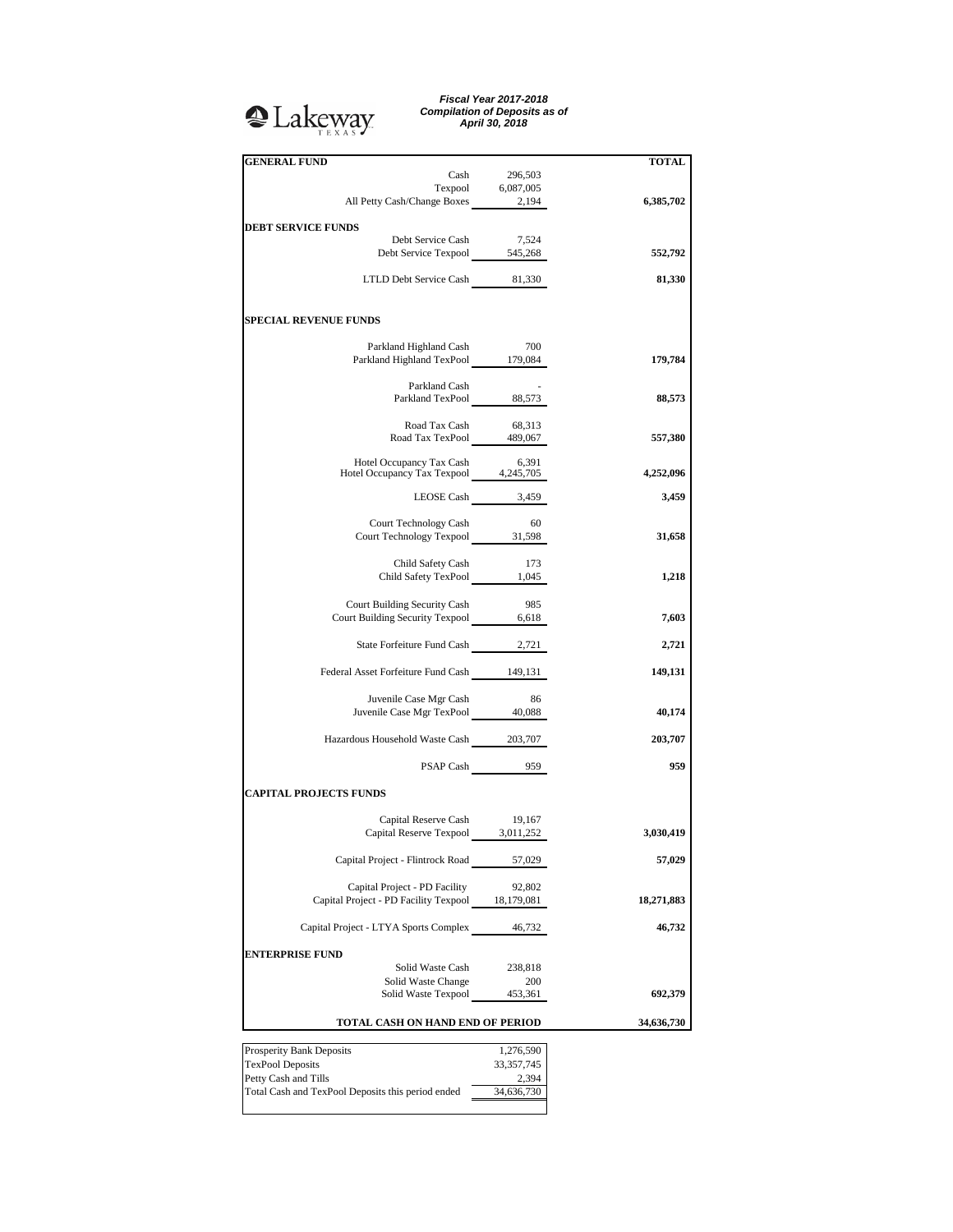Lakeway TEXAS

***Fiscal Year 2017-2018***
***Compilation of Deposits as of***
***April 30, 2018***

| | | TOTAL |
|---|---|---|
| **GENERAL FUND** | | |
| Cash | 296,503 | |
| Texpool | 6,087,005 | |
| All Petty Cash/Change Boxes | 2,194 | **6,385,702** |
| **DEBT SERVICE FUNDS** | | |
| Debt Service Cash | 7,524 | |
| Debt Service Texpool | 545,268 | **552,792** |
| LTLD Debt Service Cash | 81,330 | **81,330** |
| **SPECIAL REVENUE FUNDS** | | |
| Parkland Highland Cash | 700 | |
| Parkland Highland TexPool | 179,084 | **179,784** |
| Parkland Cash | - | |
| Parkland TexPool | 88,573 | **88,573** |
| Road Tax Cash | 68,313 | |
| Road Tax TexPool | 489,067 | **557,380** |
| Hotel Occupancy Tax Cash | 6,391 | |
| Hotel Occupancy Tax Texpool | 4,245,705 | **4,252,096** |
| LEOSE Cash | 3,459 | **3,459** |
| Court Technology Cash | 60 | |
| Court Technology Texpool | 31,598 | **31,658** |
| Child Safety Cash | 173 | |
| Child Safety TexPool | 1,045 | **1,218** |
| Court Building Security Cash | 985 | |
| Court Building Security Texpool | 6,618 | **7,603** |
| State Forfeiture Fund Cash | 2,721 | **2,721** |
| Federal Asset Forfeiture Fund Cash | 149,131 | **149,131** |
| Juvenile Case Mgr Cash | 86 | |
| Juvenile Case Mgr TexPool | 40,088 | **40,174** |
| Hazardous Household Waste Cash | 203,707 | **203,707** |
| PSAP Cash | 959 | **959** |
| **CAPITAL PROJECTS FUNDS** | | |
| Capital Reserve Cash | 19,167 | |
| Capital Reserve Texpool | 3,011,252 | **3,030,419** |
| Capital Project - Flintrock Road | 57,029 | **57,029** |
| Capital Project - PD Facility | 92,802 | |
| Capital Project - PD Facility Texpool | 18,179,081 | **18,271,883** |
| Capital Project - LTYA Sports Complex | 46,732 | **46,732** |
| **ENTERPRISE FUND** | | |
| Solid Waste Cash | 238,818 | |
| Solid Waste Change | 200 | |
| Solid Waste Texpool | 453,361 | **692,379** |
| **TOTAL CASH ON HAND END OF PERIOD** | | **34,636,730** |

| | |
|---|---|
| Prosperity Bank Deposits | 1,276,590 |
| TexPool Deposits | 33,357,745 |
| Petty Cash and Tills | 2,394 |
| Total Cash and TexPool Deposits this period ended | 34,636,730 |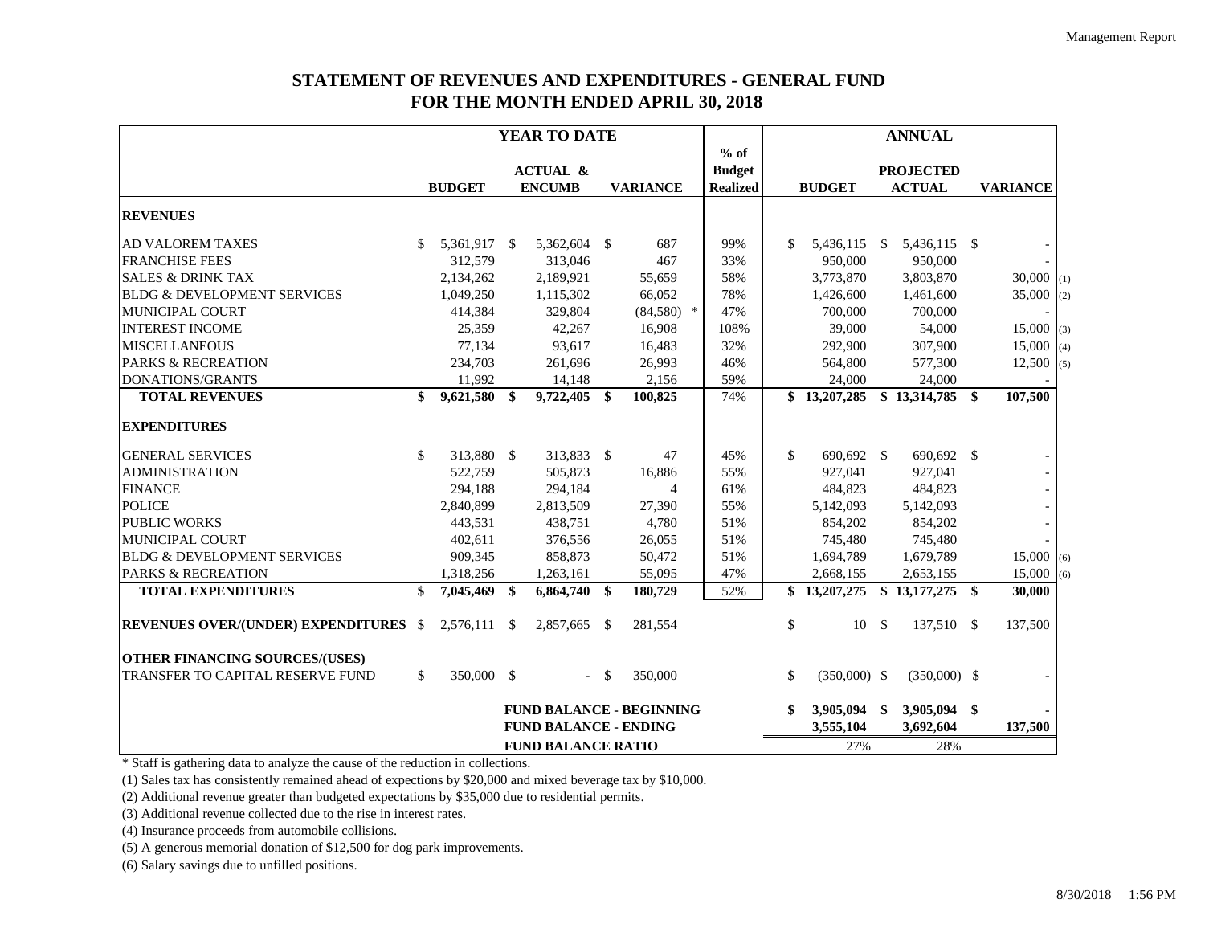# STATEMENT OF REVENUES AND EXPENDITURES - GENERAL FUND
## FOR THE MONTH ENDED APRIL 30, 2018

| | YEAR TO DATE | | | % of Budget Realized | ANNUAL | | | |
|---|---|---|---|---|---|---|---|---|
| | BUDGET | ACTUAL & ENCUMB | VARIANCE | | BUDGET | PROJECTED ACTUAL | VARIANCE | |
| **REVENUES** | | | | | | | | |
| AD VALOREM TAXES | $ 5,361,917 | $ 5,362,604 | $ 687 | 99% | $ 5,436,115 | $ 5,436,115 | $ - | |
| FRANCHISE FEES | 312,579 | 313,046 | 467 | 33% | 950,000 | 950,000 | - | |
| SALES & DRINK TAX | 2,134,262 | 2,189,921 | 55,659 | 58% | 3,773,870 | 3,803,870 | 30,000 | (1) |
| BLDG & DEVELOPMENT SERVICES | 1,049,250 | 1,115,302 | 66,052 | 78% | 1,426,600 | 1,461,600 | 35,000 | (2) |
| MUNICIPAL COURT | 414,384 | 329,804 | (84,580) * | 47% | 700,000 | 700,000 | - | |
| INTEREST INCOME | 25,359 | 42,267 | 16,908 | 108% | 39,000 | 54,000 | 15,000 | (3) |
| MISCELLANEOUS | 77,134 | 93,617 | 16,483 | 32% | 292,900 | 307,900 | 15,000 | (4) |
| PARKS & RECREATION | 234,703 | 261,696 | 26,993 | 46% | 564,800 | 577,300 | 12,500 | (5) |
| DONATIONS/GRANTS | 11,992 | 14,148 | 2,156 | 59% | 24,000 | 24,000 | - | |
| **TOTAL REVENUES** | **$ 9,621,580** | **$ 9,722,405** | **$ 100,825** | 74% | **$ 13,207,285** | **$ 13,314,785** | **$ 107,500** | |
| **EXPENDITURES** | | | | | | | | |
| GENERAL SERVICES | $ 313,880 | $ 313,833 | $ 47 | 45% | $ 690,692 | $ 690,692 | $ - | |
| ADMINISTRATION | 522,759 | 505,873 | 16,886 | 55% | 927,041 | 927,041 | - | |
| FINANCE | 294,188 | 294,184 | 4 | 61% | 484,823 | 484,823 | - | |
| POLICE | 2,840,899 | 2,813,509 | 27,390 | 55% | 5,142,093 | 5,142,093 | - | |
| PUBLIC WORKS | 443,531 | 438,751 | 4,780 | 51% | 854,202 | 854,202 | - | |
| MUNICIPAL COURT | 402,611 | 376,556 | 26,055 | 51% | 745,480 | 745,480 | - | |
| BLDG & DEVELOPMENT SERVICES | 909,345 | 858,873 | 50,472 | 51% | 1,694,789 | 1,679,789 | 15,000 | (6) |
| PARKS & RECREATION | 1,318,256 | 1,263,161 | 55,095 | 47% | 2,668,155 | 2,653,155 | 15,000 | (6) |
| **TOTAL EXPENDITURES** | **$ 7,045,469** | **$ 6,864,740** | **$ 180,729** | 52% | **$ 13,207,275** | **$ 13,177,275** | **$ 30,000** | |
| **REVENUES OVER/(UNDER) EXPENDITURES** | $ 2,576,111 | $ 2,857,665 | $ 281,554 | | $ 10 | $ 137,510 | $ 137,500 | |
| **OTHER FINANCING SOURCES/(USES)** | | | | | | | | |
| TRANSFER TO CAPITAL RESERVE FUND | $ 350,000 | $ - | $ 350,000 | | $ (350,000) | $ (350,000) | $ - | |
| | | **FUND BALANCE - BEGINNING** | | | **$ 3,905,094** | **$ 3,905,094** | **$ -** | |
| | | **FUND BALANCE - ENDING** | | | 3,555,104 | 3,692,604 | 137,500 | |
| | | **FUND BALANCE RATIO** | | | 27% | 28% | | |

\* Staff is gathering data to analyze the cause of the reduction in collections.

(1) Sales tax has consistently remained ahead of expections by $20,000 and mixed beverage tax by $10,000.

(2) Additional revenue greater than budgeted expectations by $35,000 due to residential permits.

(3) Additional revenue collected due to the rise in interest rates.

(4) Insurance proceeds from automobile collisions.

(5) A generous memorial donation of $12,500 for dog park improvements.

(6) Salary savings due to unfilled positions.